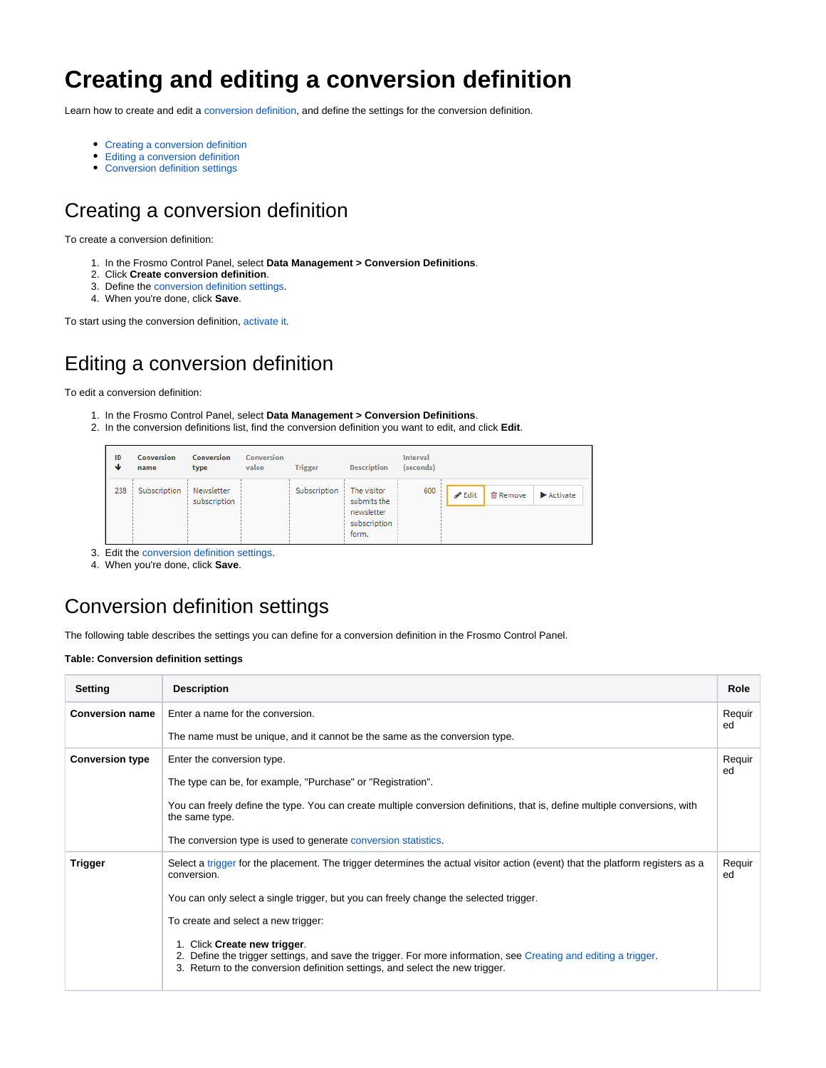# Creating and editing a conversion definition

Learn how to create and edit a conversion definition, and define the settings for the conversion definition.

- Creating a conversion definition
- Editing a conversion definition
- Conversion definition settings

## Creating a conversion definition

To create a conversion definition:

1. In the Frosmo Control Panel, select **Data Management > Conversion Definitions**.
2. Click **Create conversion definition**.
3. Define the conversion definition settings.
4. When you're done, click **Save**.

To start using the conversion definition, activate it.

## Editing a conversion definition

To edit a conversion definition:

1. In the Frosmo Control Panel, select **Data Management > Conversion Definitions**.
2. In the conversion definitions list, find the conversion definition you want to edit, and click **Edit**.

| ID ↓ | Conversion name | Conversion type | Conversion value | Trigger | Description | Interval (seconds) | |
|---|---|---|---|---|---|---|---|
| 238 | Subscription | Newsletter subscription | | Subscription | The visitor submits the newsletter subscription form. | 600 | Edit / Remove / ▶ Activate |

3. Edit the conversion definition settings.
4. When you're done, click **Save**.

## Conversion definition settings

The following table describes the settings you can define for a conversion definition in the Frosmo Control Panel.

**Table: Conversion definition settings**

| Setting | Description | Role |
|---|---|---|
| **Conversion name** | Enter a name for the conversion.<br><br>The name must be unique, and it cannot be the same as the conversion type. | Required |
| **Conversion type** | Enter the conversion type.<br><br>The type can be, for example, "Purchase" or "Registration".<br><br>You can freely define the type. You can create multiple conversion definitions, that is, define multiple conversions, with the same type.<br><br>The conversion type is used to generate conversion statistics. | Required |
| **Trigger** | Select a trigger for the placement. The trigger determines the actual visitor action (event) that the platform registers as a conversion.<br><br>You can only select a single trigger, but you can freely change the selected trigger.<br><br>To create and select a new trigger:<br><br>1. Click **Create new trigger**.<br>2. Define the trigger settings, and save the trigger. For more information, see Creating and editing a trigger.<br>3. Return to the conversion definition settings, and select the new trigger. | Required |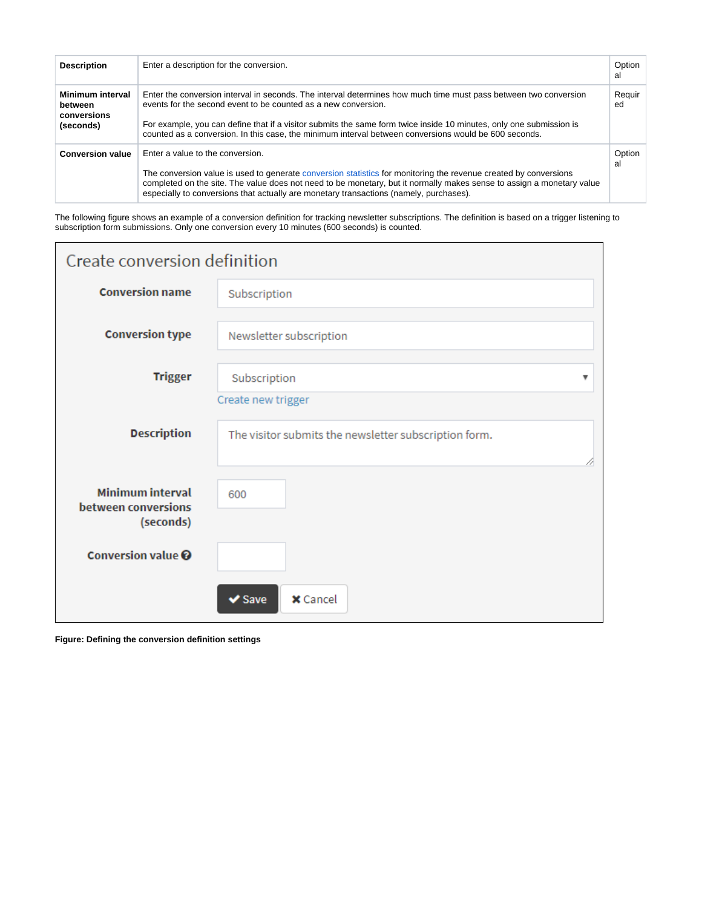| | | |
|---|---|---|
| **Description** | Enter a description for the conversion. | Optional |
| **Minimum interval between conversions (seconds)** | Enter the conversion interval in seconds. The interval determines how much time must pass between two conversion events for the second event to be counted as a new conversion.<br><br>For example, you can define that if a visitor submits the same form twice inside 10 minutes, only one submission is counted as a conversion. In this case, the minimum interval between conversions would be 600 seconds. | Required |
| **Conversion value** | Enter a value to the conversion.<br><br>The conversion value is used to generate conversion statistics for monitoring the revenue created by conversions completed on the site. The value does not need to be monetary, but it normally makes sense to assign a monetary value especially to conversions that actually are monetary transactions (namely, purchases). | Optional |

The following figure shows an example of a conversion definition for tracking newsletter subscriptions. The definition is based on a trigger listening to subscription form submissions. Only one conversion every 10 minutes (600 seconds) is counted.

Create conversion definition

Conversion name: Subscription

Conversion type: Newsletter subscription

Trigger: Subscription

Create new trigger

Description: The visitor submits the newsletter subscription form.

Minimum interval between conversions (seconds): 600

Conversion value

Save

Cancel

**Figure: Defining the conversion definition settings**